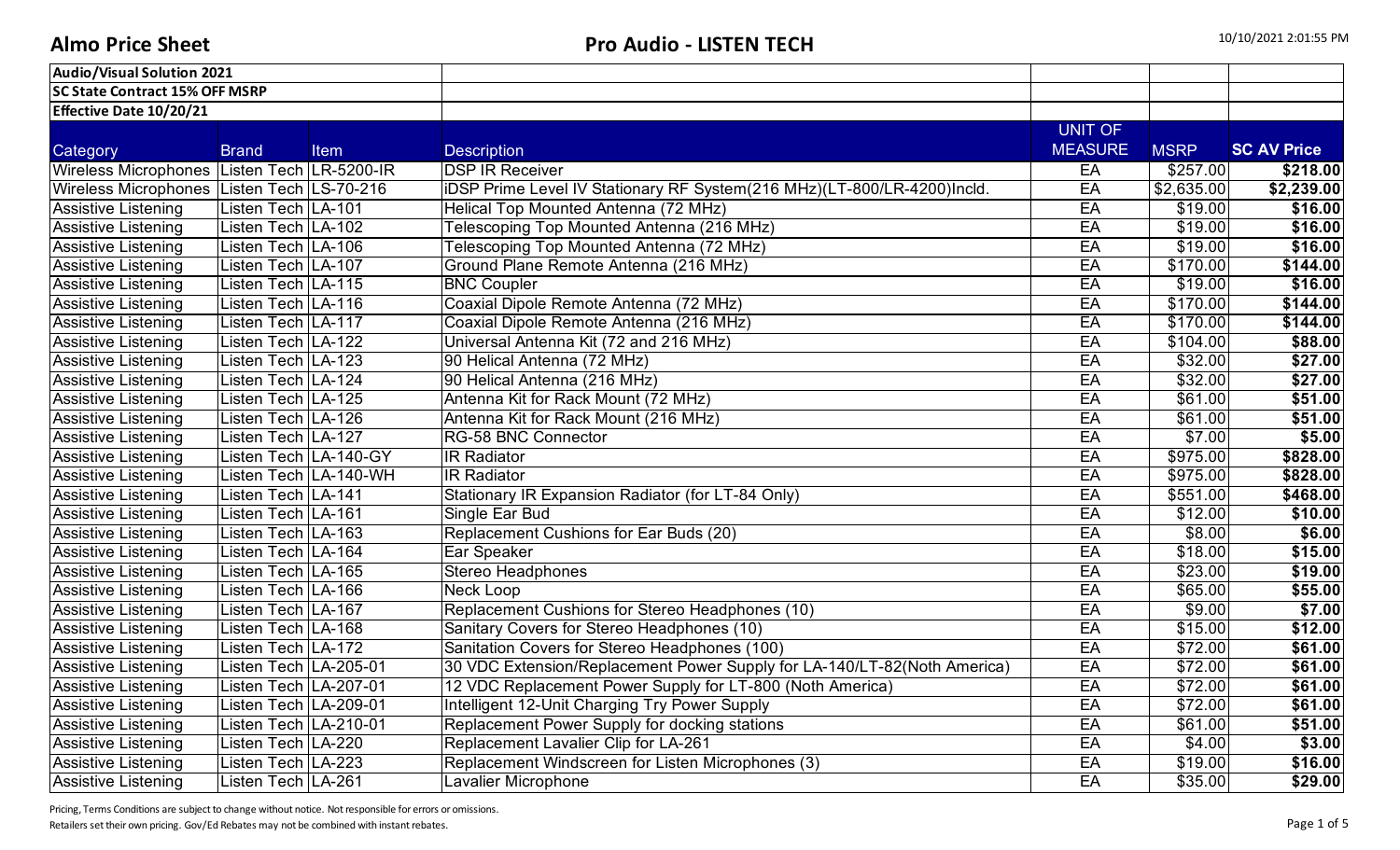# Almo Price Sheet

## Pro Audio - LISTEN TECH

**Audio/Visual Solution 2021**

**SC State Contract 15% OFF MSRP**

**Effective Date 10/20/21**

| Category | Brand | Item | Description | UNIT OF MEASURE | MSRP | SC AV Price |
|---|---|---|---|---|---|---|
| Wireless Microphones | Listen Tech | LR-5200-IR | DSP IR Receiver | EA | $257.00 | **$218.00** |
| Wireless Microphones | Listen Tech | LS-70-216 | iDSP Prime Level IV Stationary RF System(216 MHz)(LT-800/LR-4200)Incld. | EA | $2,635.00 | **$2,239.00** |
| Assistive Listening | Listen Tech | LA-101 | Helical Top Mounted Antenna (72 MHz) | EA | $19.00 | **$16.00** |
| Assistive Listening | Listen Tech | LA-102 | Telescoping Top Mounted Antenna (216 MHz) | EA | $19.00 | **$16.00** |
| Assistive Listening | Listen Tech | LA-106 | Telescoping Top Mounted Antenna (72 MHz) | EA | $19.00 | **$16.00** |
| Assistive Listening | Listen Tech | LA-107 | Ground Plane Remote Antenna (216 MHz) | EA | $170.00 | **$144.00** |
| Assistive Listening | Listen Tech | LA-115 | BNC Coupler | EA | $19.00 | **$16.00** |
| Assistive Listening | Listen Tech | LA-116 | Coaxial Dipole Remote Antenna (72 MHz) | EA | $170.00 | **$144.00** |
| Assistive Listening | Listen Tech | LA-117 | Coaxial Dipole Remote Antenna (216 MHz) | EA | $170.00 | **$144.00** |
| Assistive Listening | Listen Tech | LA-122 | Universal Antenna Kit (72 and 216 MHz) | EA | $104.00 | **$88.00** |
| Assistive Listening | Listen Tech | LA-123 | 90 Helical Antenna (72 MHz) | EA | $32.00 | **$27.00** |
| Assistive Listening | Listen Tech | LA-124 | 90 Helical Antenna (216 MHz) | EA | $32.00 | **$27.00** |
| Assistive Listening | Listen Tech | LA-125 | Antenna Kit for Rack Mount (72 MHz) | EA | $61.00 | **$51.00** |
| Assistive Listening | Listen Tech | LA-126 | Antenna Kit for Rack Mount (216 MHz) | EA | $61.00 | **$51.00** |
| Assistive Listening | Listen Tech | LA-127 | RG-58 BNC Connector | EA | $7.00 | **$5.00** |
| Assistive Listening | Listen Tech | LA-140-GY | IR Radiator | EA | $975.00 | **$828.00** |
| Assistive Listening | Listen Tech | LA-140-WH | IR Radiator | EA | $975.00 | **$828.00** |
| Assistive Listening | Listen Tech | LA-141 | Stationary IR Expansion Radiator (for LT-84 Only) | EA | $551.00 | **$468.00** |
| Assistive Listening | Listen Tech | LA-161 | Single Ear Bud | EA | $12.00 | **$10.00** |
| Assistive Listening | Listen Tech | LA-163 | Replacement Cushions for Ear Buds (20) | EA | $8.00 | **$6.00** |
| Assistive Listening | Listen Tech | LA-164 | Ear Speaker | EA | $18.00 | **$15.00** |
| Assistive Listening | Listen Tech | LA-165 | Stereo Headphones | EA | $23.00 | **$19.00** |
| Assistive Listening | Listen Tech | LA-166 | Neck Loop | EA | $65.00 | **$55.00** |
| Assistive Listening | Listen Tech | LA-167 | Replacement Cushions for Stereo Headphones (10) | EA | $9.00 | **$7.00** |
| Assistive Listening | Listen Tech | LA-168 | Sanitary Covers for Stereo Headphones (10) | EA | $15.00 | **$12.00** |
| Assistive Listening | Listen Tech | LA-172 | Sanitation Covers for Stereo Headphones (100) | EA | $72.00 | **$61.00** |
| Assistive Listening | Listen Tech | LA-205-01 | 30 VDC Extension/Replacement Power Supply for LA-140/LT-82(Noth America) | EA | $72.00 | **$61.00** |
| Assistive Listening | Listen Tech | LA-207-01 | 12 VDC Replacement Power Supply for LT-800 (Noth America) | EA | $72.00 | **$61.00** |
| Assistive Listening | Listen Tech | LA-209-01 | Intelligent 12-Unit Charging Try Power Supply | EA | $72.00 | **$61.00** |
| Assistive Listening | Listen Tech | LA-210-01 | Replacement Power Supply for docking stations | EA | $61.00 | **$51.00** |
| Assistive Listening | Listen Tech | LA-220 | Replacement Lavalier Clip for LA-261 | EA | $4.00 | **$3.00** |
| Assistive Listening | Listen Tech | LA-223 | Replacement Windscreen for Listen Microphones (3) | EA | $19.00 | **$16.00** |
| Assistive Listening | Listen Tech | LA-261 | Lavalier Microphone | EA | $35.00 | **$29.00** |

Pricing, Terms Conditions are subject to change without notice. Not responsible for errors or omissions.

Retailers set their own pricing. Gov/Ed Rebates may not be combined with instant rebates.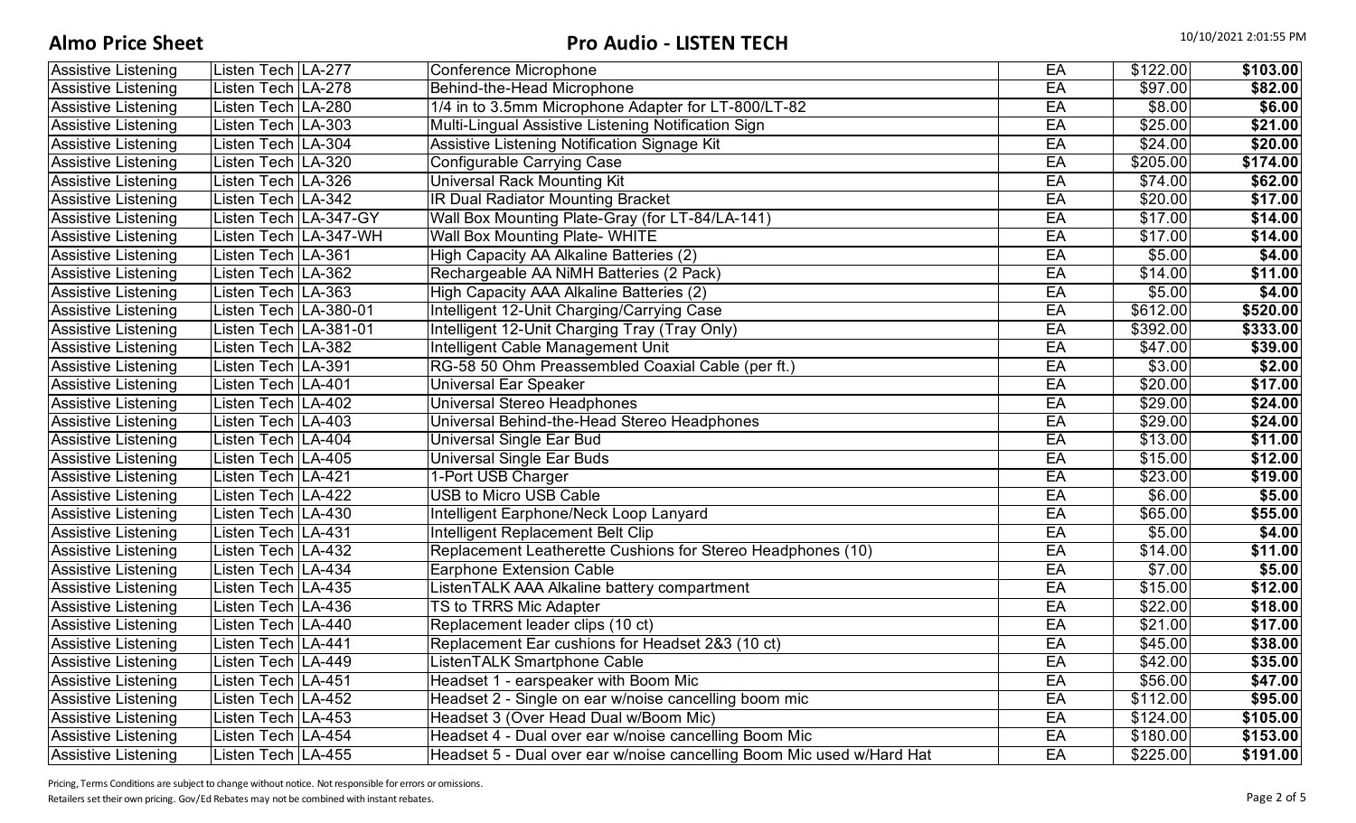| | | | | | | |
|---|---|---|---|---|---|---|
| Assistive Listening | Listen Tech | LA-277 | Conference Microphone | EA | $122.00 | **$103.00** |
| Assistive Listening | Listen Tech | LA-278 | Behind-the-Head Microphone | EA | $97.00 | **$82.00** |
| Assistive Listening | Listen Tech | LA-280 | 1/4 in to 3.5mm Microphone Adapter for LT-800/LT-82 | EA | $8.00 | **$6.00** |
| Assistive Listening | Listen Tech | LA-303 | Multi-Lingual Assistive Listening Notification Sign | EA | $25.00 | **$21.00** |
| Assistive Listening | Listen Tech | LA-304 | Assistive Listening Notification Signage Kit | EA | $24.00 | **$20.00** |
| Assistive Listening | Listen Tech | LA-320 | Configurable Carrying Case | EA | $205.00 | **$174.00** |
| Assistive Listening | Listen Tech | LA-326 | Universal Rack Mounting Kit | EA | $74.00 | **$62.00** |
| Assistive Listening | Listen Tech | LA-342 | IR Dual Radiator Mounting Bracket | EA | $20.00 | **$17.00** |
| Assistive Listening | Listen Tech | LA-347-GY | Wall Box Mounting Plate-Gray (for LT-84/LA-141) | EA | $17.00 | **$14.00** |
| Assistive Listening | Listen Tech | LA-347-WH | Wall Box Mounting Plate- WHITE | EA | $17.00 | **$14.00** |
| Assistive Listening | Listen Tech | LA-361 | High Capacity AA Alkaline Batteries (2) | EA | $5.00 | **$4.00** |
| Assistive Listening | Listen Tech | LA-362 | Rechargeable AA NiMH Batteries (2 Pack) | EA | $14.00 | **$11.00** |
| Assistive Listening | Listen Tech | LA-363 | High Capacity AAA Alkaline Batteries (2) | EA | $5.00 | **$4.00** |
| Assistive Listening | Listen Tech | LA-380-01 | Intelligent 12-Unit Charging/Carrying Case | EA | $612.00 | **$520.00** |
| Assistive Listening | Listen Tech | LA-381-01 | Intelligent 12-Unit Charging Tray (Tray Only) | EA | $392.00 | **$333.00** |
| Assistive Listening | Listen Tech | LA-382 | Intelligent Cable Management Unit | EA | $47.00 | **$39.00** |
| Assistive Listening | Listen Tech | LA-391 | RG-58 50 Ohm Preassembled Coaxial Cable (per ft.) | EA | $3.00 | **$2.00** |
| Assistive Listening | Listen Tech | LA-401 | Universal Ear Speaker | EA | $20.00 | **$17.00** |
| Assistive Listening | Listen Tech | LA-402 | Universal Stereo Headphones | EA | $29.00 | **$24.00** |
| Assistive Listening | Listen Tech | LA-403 | Universal Behind-the-Head Stereo Headphones | EA | $29.00 | **$24.00** |
| Assistive Listening | Listen Tech | LA-404 | Universal Single Ear Bud | EA | $13.00 | **$11.00** |
| Assistive Listening | Listen Tech | LA-405 | Universal Single Ear Buds | EA | $15.00 | **$12.00** |
| Assistive Listening | Listen Tech | LA-421 | 1-Port USB Charger | EA | $23.00 | **$19.00** |
| Assistive Listening | Listen Tech | LA-422 | USB to Micro USB Cable | EA | $6.00 | **$5.00** |
| Assistive Listening | Listen Tech | LA-430 | Intelligent Earphone/Neck Loop Lanyard | EA | $65.00 | **$55.00** |
| Assistive Listening | Listen Tech | LA-431 | Intelligent Replacement Belt Clip | EA | $5.00 | **$4.00** |
| Assistive Listening | Listen Tech | LA-432 | Replacement Leatherette Cushions for Stereo Headphones (10) | EA | $14.00 | **$11.00** |
| Assistive Listening | Listen Tech | LA-434 | Earphone Extension Cable | EA | $7.00 | **$5.00** |
| Assistive Listening | Listen Tech | LA-435 | ListenTALK AAA Alkaline battery compartment | EA | $15.00 | **$12.00** |
| Assistive Listening | Listen Tech | LA-436 | TS to TRRS Mic Adapter | EA | $22.00 | **$18.00** |
| Assistive Listening | Listen Tech | LA-440 | Replacement leader clips (10 ct) | EA | $21.00 | **$17.00** |
| Assistive Listening | Listen Tech | LA-441 | Replacement Ear cushions for Headset 2&3 (10 ct) | EA | $45.00 | **$38.00** |
| Assistive Listening | Listen Tech | LA-449 | ListenTALK Smartphone Cable | EA | $42.00 | **$35.00** |
| Assistive Listening | Listen Tech | LA-451 | Headset 1 - earspeaker with Boom Mic | EA | $56.00 | **$47.00** |
| Assistive Listening | Listen Tech | LA-452 | Headset 2 - Single on ear w/noise cancelling boom mic | EA | $112.00 | **$95.00** |
| Assistive Listening | Listen Tech | LA-453 | Headset 3 (Over Head Dual w/Boom Mic) | EA | $124.00 | **$105.00** |
| Assistive Listening | Listen Tech | LA-454 | Headset 4 - Dual over ear w/noise cancelling Boom Mic | EA | $180.00 | **$153.00** |
| Assistive Listening | Listen Tech | LA-455 | Headset 5 - Dual over ear w/noise cancelling Boom Mic used w/Hard Hat | EA | $225.00 | **$191.00** |

Pricing, Terms Conditions are subject to change without notice. Not responsible for errors or omissions.
Retailers set their own pricing. Gov/Ed Rebates may not be combined with instant rebates.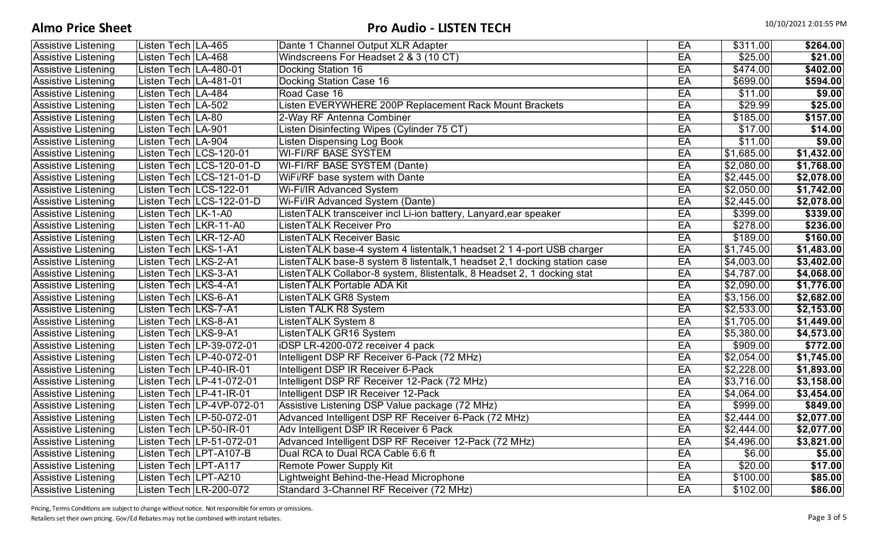| Assistive Listening | Listen Tech | LA-465 | Dante 1 Channel Output XLR Adapter | EA | $311.00 | **$264.00** |
|---|---|---|---|---|---|---|
| Assistive Listening | Listen Tech | LA-468 | Windscreens For Headset 2 & 3 (10 CT) | EA | $25.00 | **$21.00** |
| Assistive Listening | Listen Tech | LA-480-01 | Docking Station 16 | EA | $474.00 | **$402.00** |
| Assistive Listening | Listen Tech | LA-481-01 | Docking Station Case 16 | EA | $699.00 | **$594.00** |
| Assistive Listening | Listen Tech | LA-484 | Road Case 16 | EA | $11.00 | **$9.00** |
| Assistive Listening | Listen Tech | LA-502 | Listen EVERYWHERE 200P Replacement Rack Mount Brackets | EA | $29.99 | **$25.00** |
| Assistive Listening | Listen Tech | LA-80 | 2-Way RF Antenna Combiner | EA | $185.00 | **$157.00** |
| Assistive Listening | Listen Tech | LA-901 | Listen Disinfecting Wipes (Cylinder 75 CT) | EA | $17.00 | **$14.00** |
| Assistive Listening | Listen Tech | LA-904 | Listen Dispensing Log Book | EA | $11.00 | **$9.00** |
| Assistive Listening | Listen Tech | LCS-120-01 | WI-FI/RF BASE SYSTEM | EA | $1,685.00 | **$1,432.00** |
| Assistive Listening | Listen Tech | LCS-120-01-D | WI-FI/RF BASE SYSTEM (Dante) | EA | $2,080.00 | **$1,768.00** |
| Assistive Listening | Listen Tech | LCS-121-01-D | WiFi/RF base system with Dante | EA | $2,445.00 | **$2,078.00** |
| Assistive Listening | Listen Tech | LCS-122-01 | Wi-Fi/IR Advanced System | EA | $2,050.00 | **$1,742.00** |
| Assistive Listening | Listen Tech | LCS-122-01-D | Wi-Fi/IR Advanced System (Dante) | EA | $2,445.00 | **$2,078.00** |
| Assistive Listening | Listen Tech | LK-1-A0 | ListenTALK transceiver incl Li-ion battery, Lanyard,ear speaker | EA | $399.00 | **$339.00** |
| Assistive Listening | Listen Tech | LKR-11-A0 | ListenTALK Receiver Pro | EA | $278.00 | **$236.00** |
| Assistive Listening | Listen Tech | LKR-12-A0 | ListenTALK Receiver Basic | EA | $189.00 | **$160.00** |
| Assistive Listening | Listen Tech | LKS-1-A1 | ListenTALK base-4 system 4 listentalk,1 headset 2 1 4-port USB charger | EA | $1,745.00 | **$1,483.00** |
| Assistive Listening | Listen Tech | LKS-2-A1 | ListenTALK base-8 system 8 listentalk,1 headset 2,1 docking station case | EA | $4,003.00 | **$3,402.00** |
| Assistive Listening | Listen Tech | LKS-3-A1 | ListenTALK Collabor-8 system, 8listentalk, 8 Headset 2, 1 docking stat | EA | $4,787.00 | **$4,068.00** |
| Assistive Listening | Listen Tech | LKS-4-A1 | ListenTALK Portable ADA Kit | EA | $2,090.00 | **$1,776.00** |
| Assistive Listening | Listen Tech | LKS-6-A1 | ListenTALK GR8 System | EA | $3,156.00 | **$2,682.00** |
| Assistive Listening | Listen Tech | LKS-7-A1 | Listen TALK R8 System | EA | $2,533.00 | **$2,153.00** |
| Assistive Listening | Listen Tech | LKS-8-A1 | ListenTALK System 8 | EA | $1,705.00 | **$1,449.00** |
| Assistive Listening | Listen Tech | LKS-9-A1 | ListenTALK GR16 System | EA | $5,380.00 | **$4,573.00** |
| Assistive Listening | Listen Tech | LP-39-072-01 | iDSP LR-4200-072 receiver 4 pack | EA | $909.00 | **$772.00** |
| Assistive Listening | Listen Tech | LP-40-072-01 | Intelligent DSP RF Receiver 6-Pack (72 MHz) | EA | $2,054.00 | **$1,745.00** |
| Assistive Listening | Listen Tech | LP-40-IR-01 | Intelligent DSP IR Receiver 6-Pack | EA | $2,228.00 | **$1,893.00** |
| Assistive Listening | Listen Tech | LP-41-072-01 | Intelligent DSP RF Receiver 12-Pack (72 MHz) | EA | $3,716.00 | **$3,158.00** |
| Assistive Listening | Listen Tech | LP-41-IR-01 | Intelligent DSP IR Receiver 12-Pack | EA | $4,064.00 | **$3,454.00** |
| Assistive Listening | Listen Tech | LP-4VP-072-01 | Assistive Listening DSP Value package (72 MHz) | EA | $999.00 | **$849.00** |
| Assistive Listening | Listen Tech | LP-50-072-01 | Advanced Intelligent DSP RF Receiver 6-Pack (72 MHz) | EA | $2,444.00 | **$2,077.00** |
| Assistive Listening | Listen Tech | LP-50-IR-01 | Adv Intelligent DSP IR Receiver 6 Pack | EA | $2,444.00 | **$2,077.00** |
| Assistive Listening | Listen Tech | LP-51-072-01 | Advanced Intelligent DSP RF Receiver 12-Pack (72 MHz) | EA | $4,496.00 | **$3,821.00** |
| Assistive Listening | Listen Tech | LPT-A107-B | Dual RCA to Dual RCA Cable 6.6 ft | EA | $6.00 | **$5.00** |
| Assistive Listening | Listen Tech | LPT-A117 | Remote Power Supply Kit | EA | $20.00 | **$17.00** |
| Assistive Listening | Listen Tech | LPT-A210 | Lightweight Behind-the-Head Microphone | EA | $100.00 | **$85.00** |
| Assistive Listening | Listen Tech | LR-200-072 | Standard 3-Channel RF Receiver (72 MHz) | EA | $102.00 | **$86.00** |

Pricing, Terms Conditions are subject to change without notice. Not responsible for errors or omissions.
Retailers set their own pricing. Gov/Ed Rebates may not be combined with instant rebates.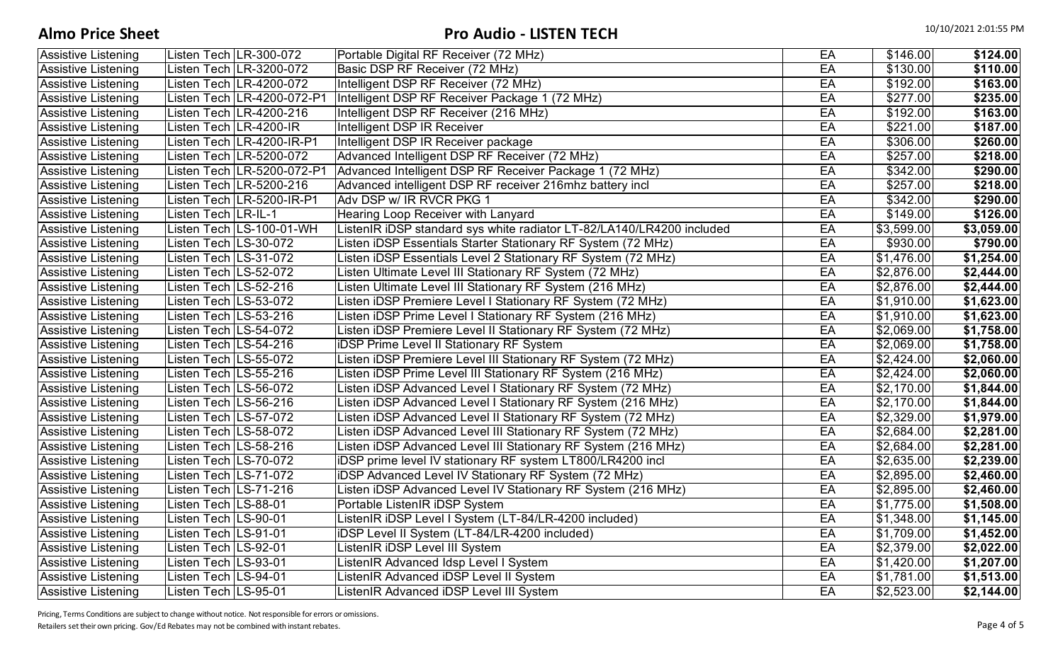| Assistive Listening | Listen Tech | LR-300-072 | Portable Digital RF Receiver (72 MHz) | EA | $146.00 | **$124.00** |
|---|---|---|---|---|---|---|
| Assistive Listening | Listen Tech | LR-3200-072 | Basic DSP RF Receiver (72 MHz) | EA | $130.00 | **$110.00** |
| Assistive Listening | Listen Tech | LR-4200-072 | Intelligent DSP RF Receiver (72 MHz) | EA | $192.00 | **$163.00** |
| Assistive Listening | Listen Tech | LR-4200-072-P1 | Intelligent DSP RF Receiver Package 1 (72 MHz) | EA | $277.00 | **$235.00** |
| Assistive Listening | Listen Tech | LR-4200-216 | Intelligent DSP RF Receiver (216 MHz) | EA | $192.00 | **$163.00** |
| Assistive Listening | Listen Tech | LR-4200-IR | Intelligent DSP IR Receiver | EA | $221.00 | **$187.00** |
| Assistive Listening | Listen Tech | LR-4200-IR-P1 | Intelligent DSP IR Receiver package | EA | $306.00 | **$260.00** |
| Assistive Listening | Listen Tech | LR-5200-072 | Advanced Intelligent DSP RF Receiver (72 MHz) | EA | $257.00 | **$218.00** |
| Assistive Listening | Listen Tech | LR-5200-072-P1 | Advanced Intelligent DSP RF Receiver Package 1 (72 MHz) | EA | $342.00 | **$290.00** |
| Assistive Listening | Listen Tech | LR-5200-216 | Advanced intelligent DSP RF receiver 216mhz battery incl | EA | $257.00 | **$218.00** |
| Assistive Listening | Listen Tech | LR-5200-IR-P1 | Adv DSP w/ IR RVCR PKG 1 | EA | $342.00 | **$290.00** |
| Assistive Listening | Listen Tech | LR-IL-1 | Hearing Loop Receiver with Lanyard | EA | $149.00 | **$126.00** |
| Assistive Listening | Listen Tech | LS-100-01-WH | ListenIR iDSP standard sys white radiator LT-82/LA140/LR4200 included | EA | $3,599.00 | **$3,059.00** |
| Assistive Listening | Listen Tech | LS-30-072 | Listen iDSP Essentials Starter Stationary RF System (72 MHz) | EA | $930.00 | **$790.00** |
| Assistive Listening | Listen Tech | LS-31-072 | Listen iDSP Essentials Level 2 Stationary RF System (72 MHz) | EA | $1,476.00 | **$1,254.00** |
| Assistive Listening | Listen Tech | LS-52-072 | Listen Ultimate Level III Stationary RF System (72 MHz) | EA | $2,876.00 | **$2,444.00** |
| Assistive Listening | Listen Tech | LS-52-216 | Listen Ultimate Level III Stationary RF System (216 MHz) | EA | $2,876.00 | **$2,444.00** |
| Assistive Listening | Listen Tech | LS-53-072 | Listen iDSP Premiere Level I Stationary RF System (72 MHz) | EA | $1,910.00 | **$1,623.00** |
| Assistive Listening | Listen Tech | LS-53-216 | Listen iDSP Prime Level I Stationary RF System (216 MHz) | EA | $1,910.00 | **$1,623.00** |
| Assistive Listening | Listen Tech | LS-54-072 | Listen iDSP Premiere Level II Stationary RF System (72 MHz) | EA | $2,069.00 | **$1,758.00** |
| Assistive Listening | Listen Tech | LS-54-216 | iDSP Prime Level II Stationary RF System | EA | $2,069.00 | **$1,758.00** |
| Assistive Listening | Listen Tech | LS-55-072 | Listen iDSP Premiere Level III Stationary RF System (72 MHz) | EA | $2,424.00 | **$2,060.00** |
| Assistive Listening | Listen Tech | LS-55-216 | Listen iDSP Prime Level III Stationary RF System (216 MHz) | EA | $2,424.00 | **$2,060.00** |
| Assistive Listening | Listen Tech | LS-56-072 | Listen iDSP Advanced Level I Stationary RF System (72 MHz) | EA | $2,170.00 | **$1,844.00** |
| Assistive Listening | Listen Tech | LS-56-216 | Listen iDSP Advanced Level I Stationary RF System (216 MHz) | EA | $2,170.00 | **$1,844.00** |
| Assistive Listening | Listen Tech | LS-57-072 | Listen iDSP Advanced Level II Stationary RF System (72 MHz) | EA | $2,329.00 | **$1,979.00** |
| Assistive Listening | Listen Tech | LS-58-072 | Listen iDSP Advanced Level III Stationary RF System (72 MHz) | EA | $2,684.00 | **$2,281.00** |
| Assistive Listening | Listen Tech | LS-58-216 | Listen iDSP Advanced Level III Stationary RF System (216 MHz) | EA | $2,684.00 | **$2,281.00** |
| Assistive Listening | Listen Tech | LS-70-072 | iDSP prime level IV stationary RF system LT800/LR4200 incl | EA | $2,635.00 | **$2,239.00** |
| Assistive Listening | Listen Tech | LS-71-072 | iDSP Advanced Level IV Stationary RF System (72 MHz) | EA | $2,895.00 | **$2,460.00** |
| Assistive Listening | Listen Tech | LS-71-216 | Listen iDSP Advanced Level IV Stationary RF System (216 MHz) | EA | $2,895.00 | **$2,460.00** |
| Assistive Listening | Listen Tech | LS-88-01 | Portable ListenIR iDSP System | EA | $1,775.00 | **$1,508.00** |
| Assistive Listening | Listen Tech | LS-90-01 | ListenIR iDSP Level I System (LT-84/LR-4200 included) | EA | $1,348.00 | **$1,145.00** |
| Assistive Listening | Listen Tech | LS-91-01 | iDSP Level II System (LT-84/LR-4200 included) | EA | $1,709.00 | **$1,452.00** |
| Assistive Listening | Listen Tech | LS-92-01 | ListenIR iDSP Level III System | EA | $2,379.00 | **$2,022.00** |
| Assistive Listening | Listen Tech | LS-93-01 | ListenIR Advanced Idsp Level I System | EA | $1,420.00 | **$1,207.00** |
| Assistive Listening | Listen Tech | LS-94-01 | ListenIR Advanced iDSP Level II System | EA | $1,781.00 | **$1,513.00** |
| Assistive Listening | Listen Tech | LS-95-01 | ListenIR Advanced iDSP Level III System | EA | $2,523.00 | **$2,144.00** |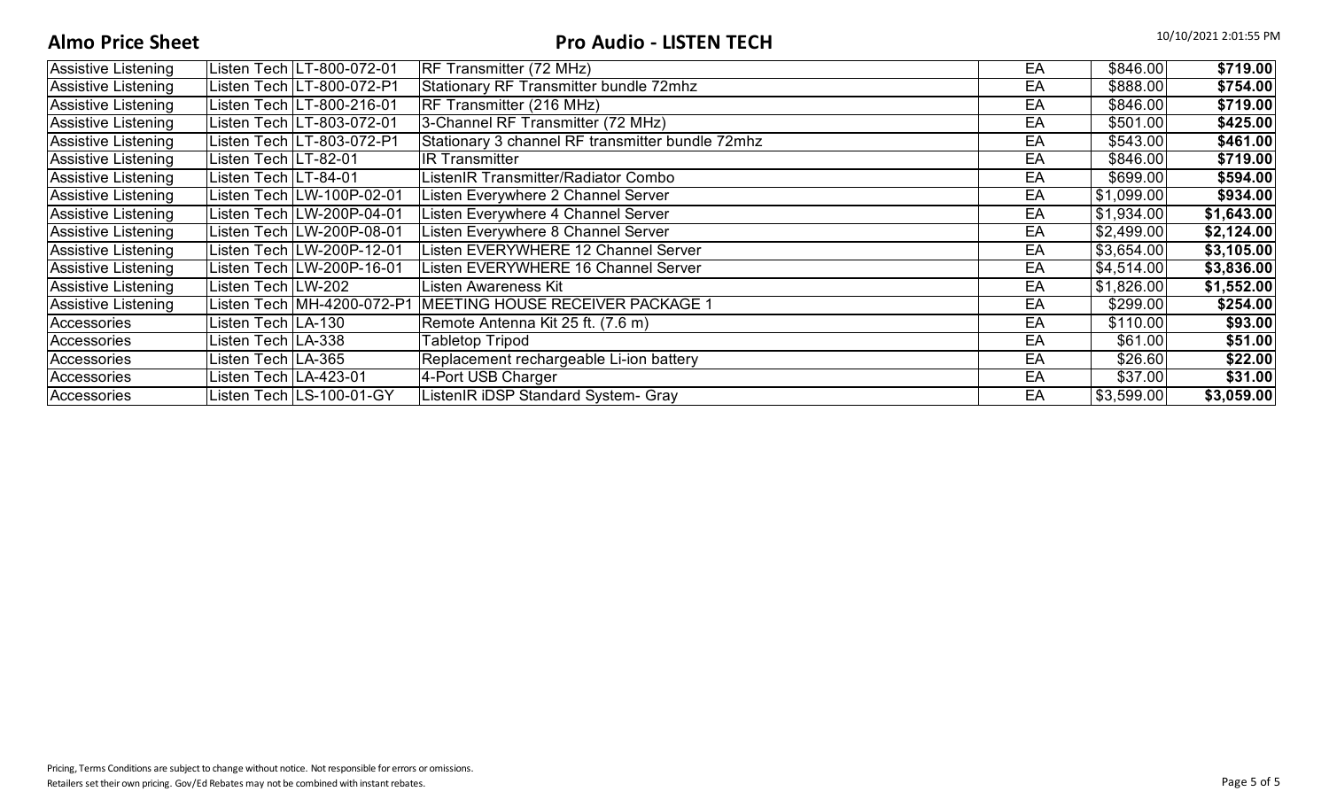# Almo Price Sheet

## Pro Audio - LISTEN TECH

10/10/2021 2:01:55 PM

| | | | | | | |
|---|---|---|---|---|---|---|
| Assistive Listening | Listen Tech | LT-800-072-01 | RF Transmitter (72 MHz) | EA | $846.00 | **$719.00** |
| Assistive Listening | Listen Tech | LT-800-072-P1 | Stationary RF Transmitter bundle 72mhz | EA | $888.00 | **$754.00** |
| Assistive Listening | Listen Tech | LT-800-216-01 | RF Transmitter (216 MHz) | EA | $846.00 | **$719.00** |
| Assistive Listening | Listen Tech | LT-803-072-01 | 3-Channel RF Transmitter (72 MHz) | EA | $501.00 | **$425.00** |
| Assistive Listening | Listen Tech | LT-803-072-P1 | Stationary 3 channel RF transmitter bundle 72mhz | EA | $543.00 | **$461.00** |
| Assistive Listening | Listen Tech | LT-82-01 | IR Transmitter | EA | $846.00 | **$719.00** |
| Assistive Listening | Listen Tech | LT-84-01 | ListenIR Transmitter/Radiator Combo | EA | $699.00 | **$594.00** |
| Assistive Listening | Listen Tech | LW-100P-02-01 | Listen Everywhere 2 Channel Server | EA | $1,099.00 | **$934.00** |
| Assistive Listening | Listen Tech | LW-200P-04-01 | Listen Everywhere 4 Channel Server | EA | $1,934.00 | **$1,643.00** |
| Assistive Listening | Listen Tech | LW-200P-08-01 | Listen Everywhere 8 Channel Server | EA | $2,499.00 | **$2,124.00** |
| Assistive Listening | Listen Tech | LW-200P-12-01 | Listen EVERYWHERE 12 Channel Server | EA | $3,654.00 | **$3,105.00** |
| Assistive Listening | Listen Tech | LW-200P-16-01 | Listen EVERYWHERE 16 Channel Server | EA | $4,514.00 | **$3,836.00** |
| Assistive Listening | Listen Tech | LW-202 | Listen Awareness Kit | EA | $1,826.00 | **$1,552.00** |
| Assistive Listening | Listen Tech | MH-4200-072-P1 | MEETING HOUSE RECEIVER PACKAGE 1 | EA | $299.00 | **$254.00** |
| Accessories | Listen Tech | LA-130 | Remote Antenna Kit 25 ft. (7.6 m) | EA | $110.00 | **$93.00** |
| Accessories | Listen Tech | LA-338 | Tabletop Tripod | EA | $61.00 | **$51.00** |
| Accessories | Listen Tech | LA-365 | Replacement rechargeable Li-ion battery | EA | $26.60 | **$22.00** |
| Accessories | Listen Tech | LA-423-01 | 4-Port USB Charger | EA | $37.00 | **$31.00** |
| Accessories | Listen Tech | LS-100-01-GY | ListenIR iDSP Standard System- Gray | EA | $3,599.00 | **$3,059.00** |

Pricing, Terms Conditions are subject to change without notice. Not responsible for errors or omissions.
Retailers set their own pricing. Gov/Ed Rebates may not be combined with instant rebates.